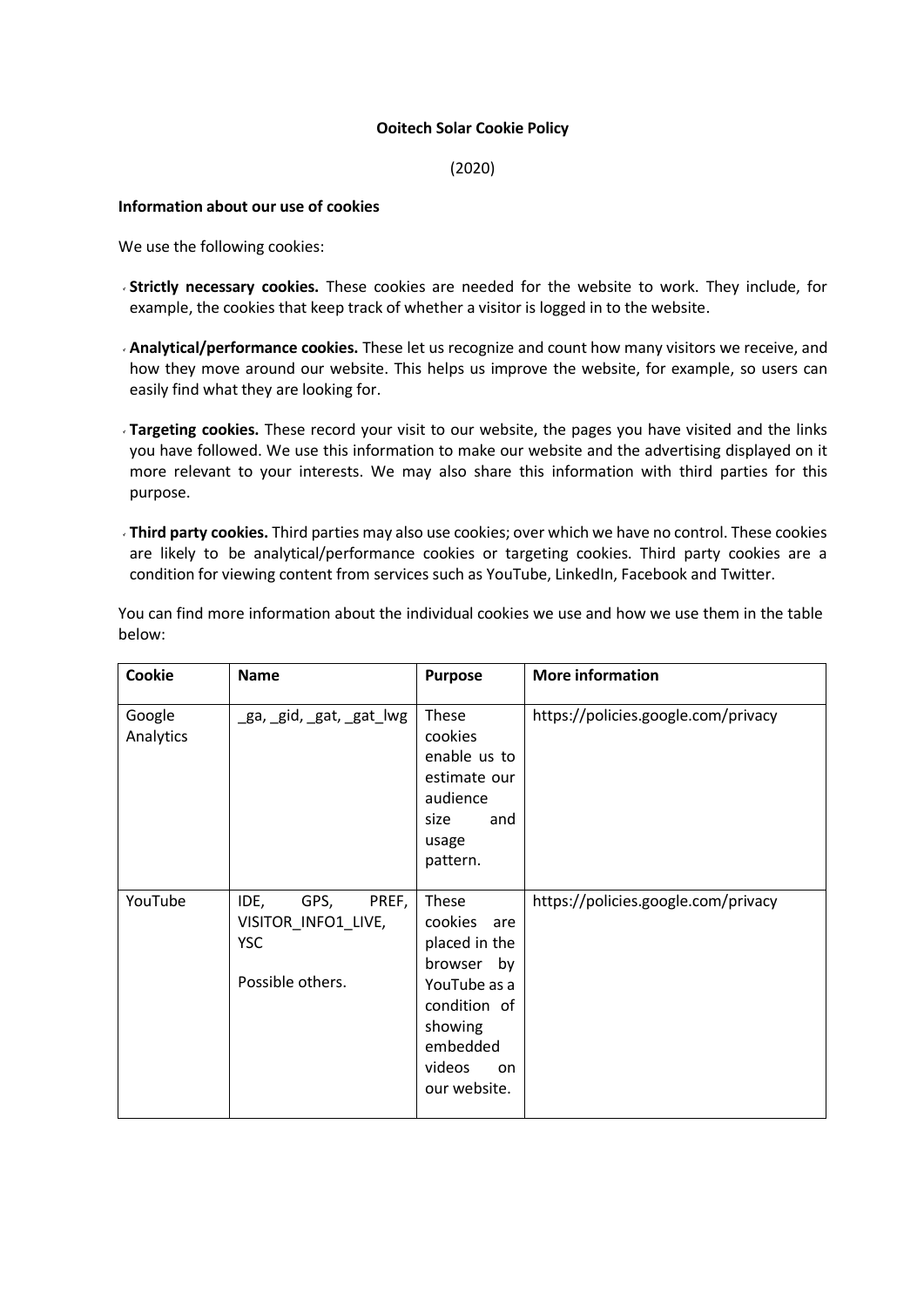# Ooitech Solar Cookie Policy

(2020)

**Information about our use of cookies**

We use the following cookies:

- **Strictly necessary cookies.** These cookies are needed for the website to work. They include, for example, the cookies that keep track of whether a visitor is logged in to the website.
- **Analytical/performance cookies.** These let us recognize and count how many visitors we receive, and how they move around our website. This helps us improve the website, for example, so users can easily find what they are looking for.
- **Targeting cookies.** These record your visit to our website, the pages you have visited and the links you have followed. We use this information to make our website and the advertising displayed on it more relevant to your interests. We may also share this information with third parties for this purpose.
- **Third party cookies.** Third parties may also use cookies; over which we have no control. These cookies are likely to be analytical/performance cookies or targeting cookies. Third party cookies are a condition for viewing content from services such as YouTube, LinkedIn, Facebook and Twitter.

You can find more information about the individual cookies we use and how we use them in the table below:

| Cookie | Name | Purpose | More information |
|---|---|---|---|
| Google Analytics | _ga, _gid, _gat, _gat_lwg | These cookies enable us to estimate our audience size and usage pattern. | https://policies.google.com/privacy |
| YouTube | IDE, GPS, PREF, VISITOR_INFO1_LIVE, YSC<br><br>Possible others. | These cookies are placed in the browser by YouTube as a condition of showing embedded videos on our website. | https://policies.google.com/privacy |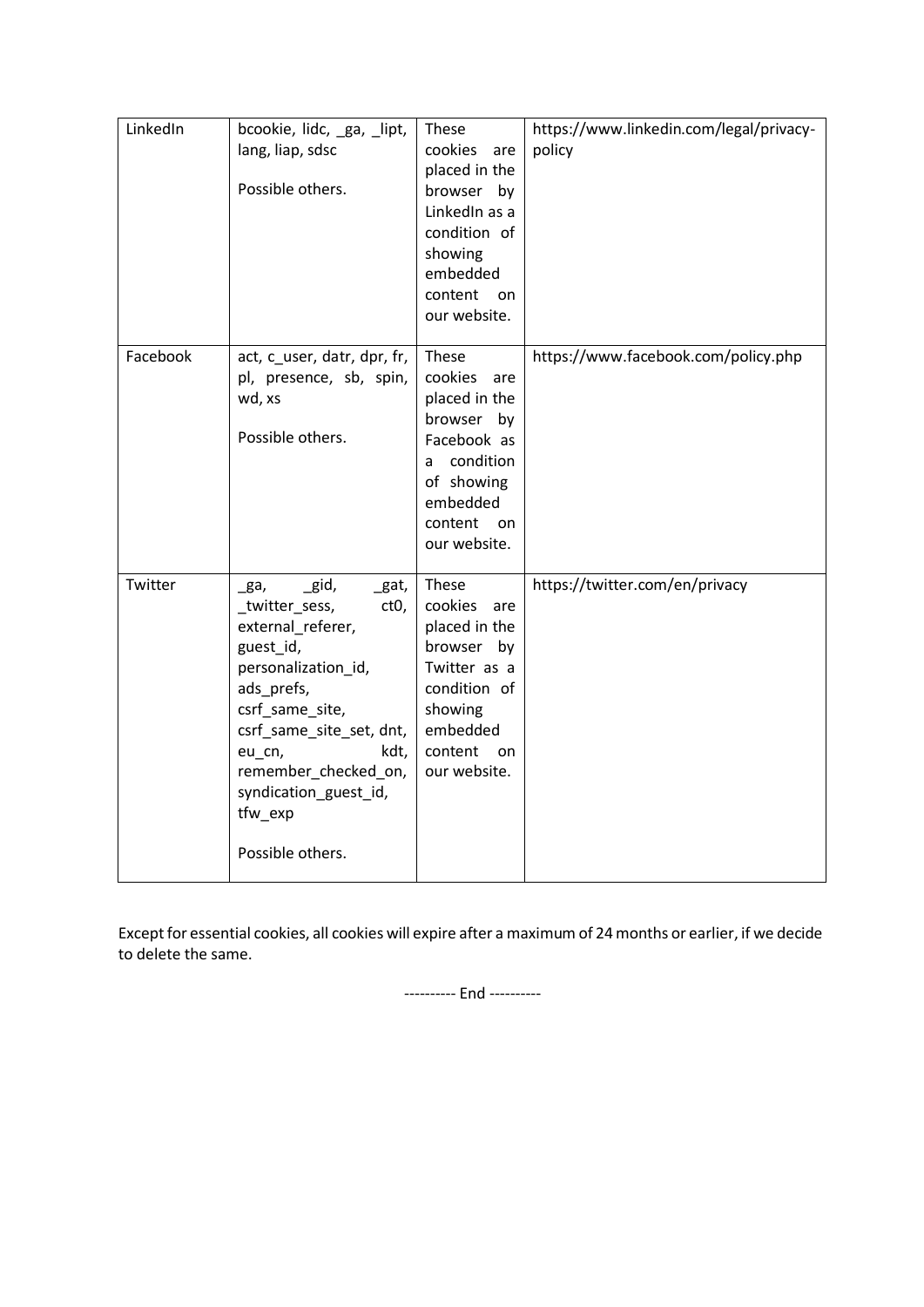| | | | |
|---|---|---|---|
| LinkedIn | bcookie, lidc, _ga, _lipt, lang, liap, sdsc<br><br>Possible others. | These cookies are placed in the browser by LinkedIn as a condition of showing embedded content on our website. | https://www.linkedin.com/legal/privacy-policy |
| Facebook | act, c_user, datr, dpr, fr, pl, presence, sb, spin, wd, xs<br><br>Possible others. | These cookies are placed in the browser by Facebook as a condition of showing embedded content on our website. | https://www.facebook.com/policy.php |
| Twitter | _ga, _gid, _gat, _twitter_sess, ct0, external_referer, guest_id, personalization_id, ads_prefs, csrf_same_site, csrf_same_site_set, dnt, eu_cn, kdt, remember_checked_on, syndication_guest_id, tfw_exp<br><br>Possible others. | These cookies are placed in the browser by Twitter as a condition of showing embedded content on our website. | https://twitter.com/en/privacy |

Except for essential cookies, all cookies will expire after a maximum of 24 months or earlier, if we decide to delete the same.

---------- End ----------